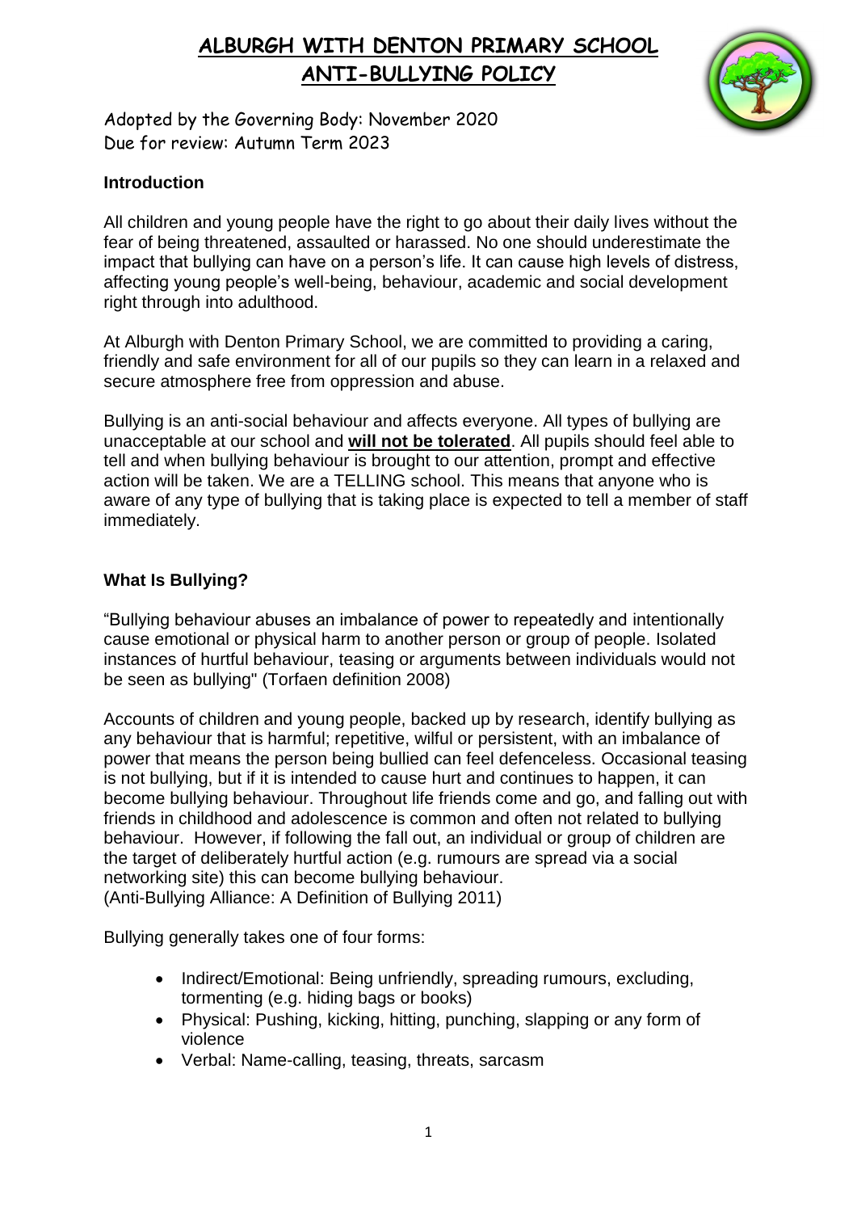# ALBURGH WITH DENTON PRIMARY SCHOOL
# ANTI-BULLYING POLICY

Adopted by the Governing Body: November 2020
Due for review: Autumn Term 2023

## Introduction

All children and young people have the right to go about their daily lives without the fear of being threatened, assaulted or harassed. No one should underestimate the impact that bullying can have on a person's life. It can cause high levels of distress, affecting young people's well-being, behaviour, academic and social development right through into adulthood.

At Alburgh with Denton Primary School, we are committed to providing a caring, friendly and safe environment for all of our pupils so they can learn in a relaxed and secure atmosphere free from oppression and abuse.

Bullying is an anti-social behaviour and affects everyone. All types of bullying are unacceptable at our school and **will not be tolerated**. All pupils should feel able to tell and when bullying behaviour is brought to our attention, prompt and effective action will be taken. We are a TELLING school. This means that anyone who is aware of any type of bullying that is taking place is expected to tell a member of staff immediately.

## What Is Bullying?

"Bullying behaviour abuses an imbalance of power to repeatedly and intentionally cause emotional or physical harm to another person or group of people. Isolated instances of hurtful behaviour, teasing or arguments between individuals would not be seen as bullying" (Torfaen definition 2008)

Accounts of children and young people, backed up by research, identify bullying as any behaviour that is harmful; repetitive, wilful or persistent, with an imbalance of power that means the person being bullied can feel defenceless. Occasional teasing is not bullying, but if it is intended to cause hurt and continues to happen, it can become bullying behaviour. Throughout life friends come and go, and falling out with friends in childhood and adolescence is common and often not related to bullying behaviour. However, if following the fall out, an individual or group of children are the target of deliberately hurtful action (e.g. rumours are spread via a social networking site) this can become bullying behaviour.
(Anti-Bullying Alliance: A Definition of Bullying 2011)

Bullying generally takes one of four forms:

- Indirect/Emotional: Being unfriendly, spreading rumours, excluding, tormenting (e.g. hiding bags or books)
- Physical: Pushing, kicking, hitting, punching, slapping or any form of violence
- Verbal: Name-calling, teasing, threats, sarcasm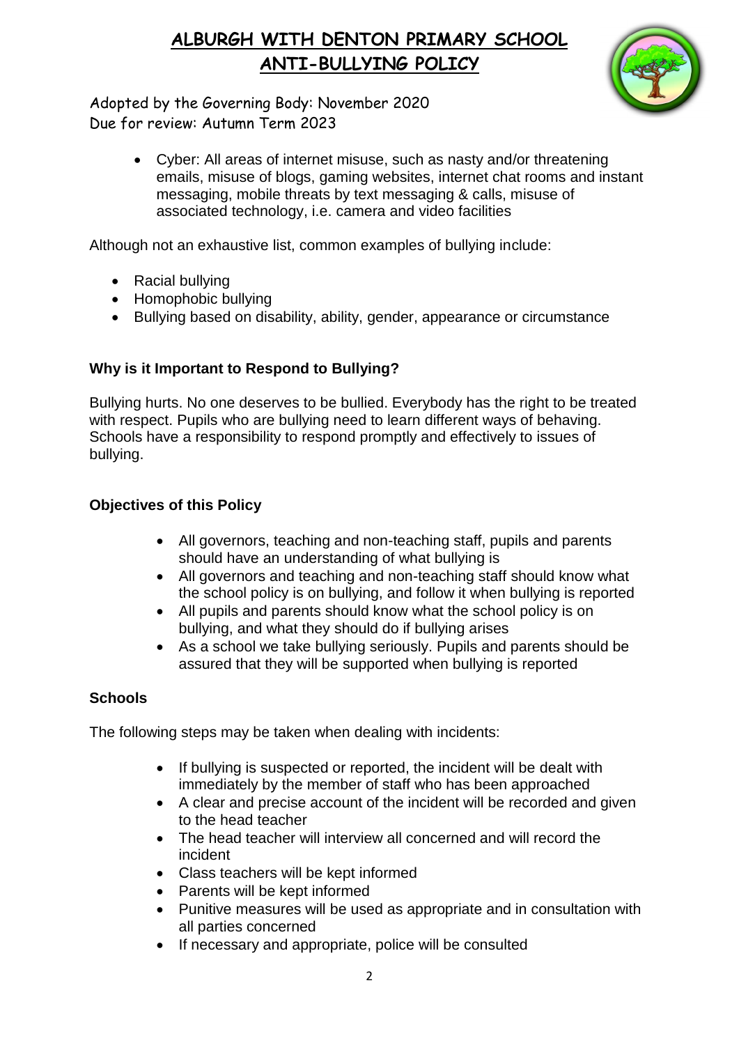- Cyber: All areas of internet misuse, such as nasty and/or threatening emails, misuse of blogs, gaming websites, internet chat rooms and instant messaging, mobile threats by text messaging & calls, misuse of associated technology, i.e. camera and video facilities

Although not an exhaustive list, common examples of bullying include:

- Racial bullying
- Homophobic bullying
- Bullying based on disability, ability, gender, appearance or circumstance

### Why is it Important to Respond to Bullying?

Bullying hurts. No one deserves to be bullied. Everybody has the right to be treated with respect. Pupils who are bullying need to learn different ways of behaving. Schools have a responsibility to respond promptly and effectively to issues of bullying.

### Objectives of this Policy

- All governors, teaching and non-teaching staff, pupils and parents should have an understanding of what bullying is
- All governors and teaching and non-teaching staff should know what the school policy is on bullying, and follow it when bullying is reported
- All pupils and parents should know what the school policy is on bullying, and what they should do if bullying arises
- As a school we take bullying seriously. Pupils and parents should be assured that they will be supported when bullying is reported

### Schools

The following steps may be taken when dealing with incidents:

- If bullying is suspected or reported, the incident will be dealt with immediately by the member of staff who has been approached
- A clear and precise account of the incident will be recorded and given to the head teacher
- The head teacher will interview all concerned and will record the incident
- Class teachers will be kept informed
- Parents will be kept informed
- Punitive measures will be used as appropriate and in consultation with all parties concerned
- If necessary and appropriate, police will be consulted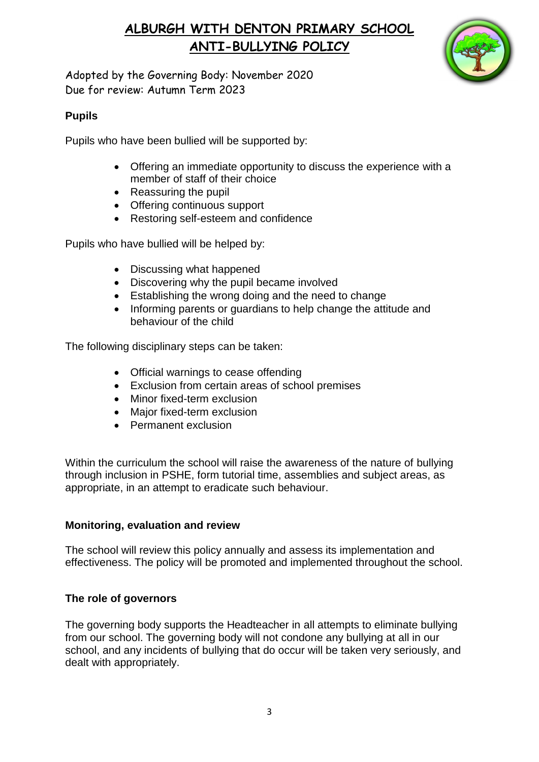# ALBURGH WITH DENTON PRIMARY SCHOOL
# ANTI-BULLYING POLICY

Adopted by the Governing Body: November 2020
Due for review: Autumn Term 2023

### Pupils

Pupils who have been bullied will be supported by:

- Offering an immediate opportunity to discuss the experience with a member of staff of their choice
- Reassuring the pupil
- Offering continuous support
- Restoring self-esteem and confidence

Pupils who have bullied will be helped by:

- Discussing what happened
- Discovering why the pupil became involved
- Establishing the wrong doing and the need to change
- Informing parents or guardians to help change the attitude and behaviour of the child

The following disciplinary steps can be taken:

- Official warnings to cease offending
- Exclusion from certain areas of school premises
- Minor fixed-term exclusion
- Major fixed-term exclusion
- Permanent exclusion

Within the curriculum the school will raise the awareness of the nature of bullying through inclusion in PSHE, form tutorial time, assemblies and subject areas, as appropriate, in an attempt to eradicate such behaviour.

### Monitoring, evaluation and review

The school will review this policy annually and assess its implementation and effectiveness. The policy will be promoted and implemented throughout the school.

### The role of governors

The governing body supports the Headteacher in all attempts to eliminate bullying from our school. The governing body will not condone any bullying at all in our school, and any incidents of bullying that do occur will be taken very seriously, and dealt with appropriately.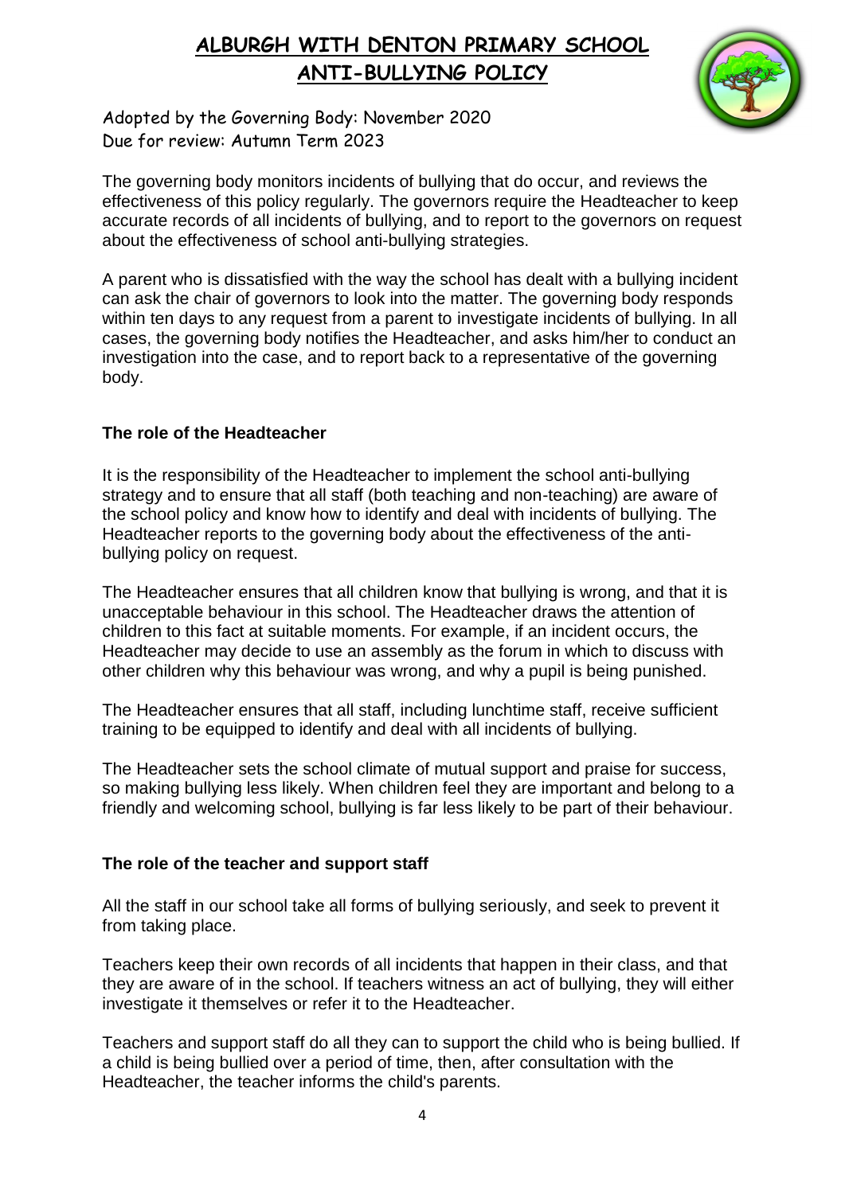# ALBURGH WITH DENTON PRIMARY SCHOOL
# ANTI-BULLYING POLICY

Adopted by the Governing Body: November 2020
Due for review: Autumn Term 2023

The governing body monitors incidents of bullying that do occur, and reviews the effectiveness of this policy regularly. The governors require the Headteacher to keep accurate records of all incidents of bullying, and to report to the governors on request about the effectiveness of school anti-bullying strategies.

A parent who is dissatisfied with the way the school has dealt with a bullying incident can ask the chair of governors to look into the matter. The governing body responds within ten days to any request from a parent to investigate incidents of bullying. In all cases, the governing body notifies the Headteacher, and asks him/her to conduct an investigation into the case, and to report back to a representative of the governing body.

### The role of the Headteacher

It is the responsibility of the Headteacher to implement the school anti-bullying strategy and to ensure that all staff (both teaching and non-teaching) are aware of the school policy and know how to identify and deal with incidents of bullying. The Headteacher reports to the governing body about the effectiveness of the anti-bullying policy on request.

The Headteacher ensures that all children know that bullying is wrong, and that it is unacceptable behaviour in this school. The Headteacher draws the attention of children to this fact at suitable moments. For example, if an incident occurs, the Headteacher may decide to use an assembly as the forum in which to discuss with other children why this behaviour was wrong, and why a pupil is being punished.

The Headteacher ensures that all staff, including lunchtime staff, receive sufficient training to be equipped to identify and deal with all incidents of bullying.

The Headteacher sets the school climate of mutual support and praise for success, so making bullying less likely. When children feel they are important and belong to a friendly and welcoming school, bullying is far less likely to be part of their behaviour.

### The role of the teacher and support staff

All the staff in our school take all forms of bullying seriously, and seek to prevent it from taking place.

Teachers keep their own records of all incidents that happen in their class, and that they are aware of in the school. If teachers witness an act of bullying, they will either investigate it themselves or refer it to the Headteacher.

Teachers and support staff do all they can to support the child who is being bullied. If a child is being bullied over a period of time, then, after consultation with the Headteacher, the teacher informs the child's parents.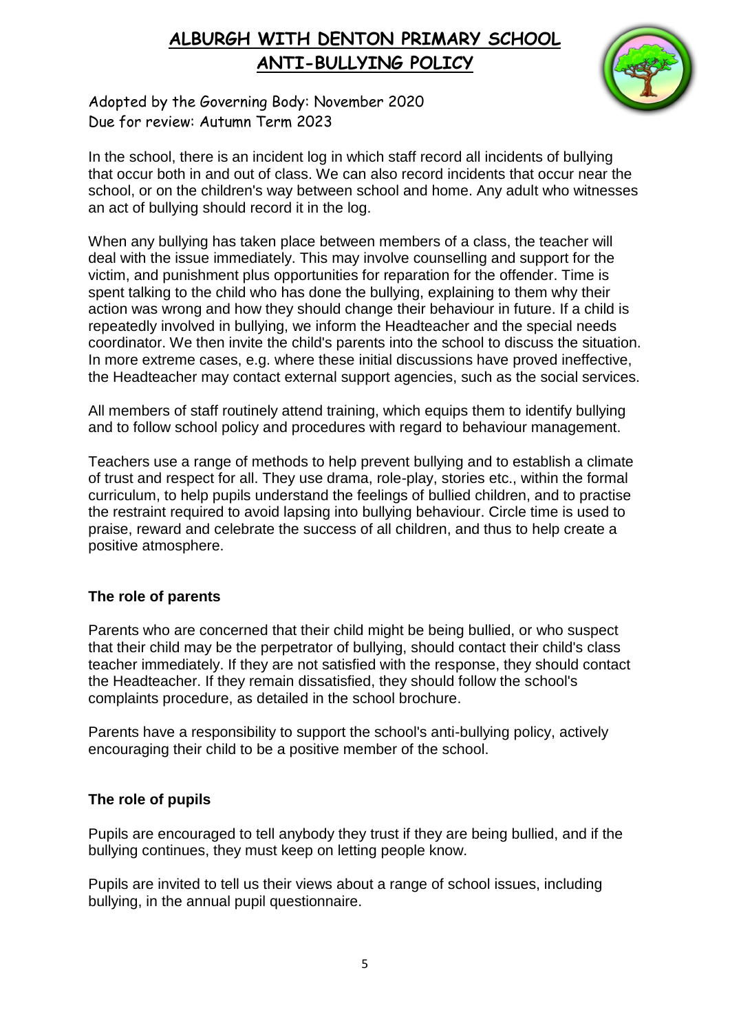In the school, there is an incident log in which staff record all incidents of bullying that occur both in and out of class. We can also record incidents that occur near the school, or on the children's way between school and home. Any adult who witnesses an act of bullying should record it in the log.

When any bullying has taken place between members of a class, the teacher will deal with the issue immediately. This may involve counselling and support for the victim, and punishment plus opportunities for reparation for the offender. Time is spent talking to the child who has done the bullying, explaining to them why their action was wrong and how they should change their behaviour in future. If a child is repeatedly involved in bullying, we inform the Headteacher and the special needs coordinator. We then invite the child's parents into the school to discuss the situation. In more extreme cases, e.g. where these initial discussions have proved ineffective, the Headteacher may contact external support agencies, such as the social services.

All members of staff routinely attend training, which equips them to identify bullying and to follow school policy and procedures with regard to behaviour management.

Teachers use a range of methods to help prevent bullying and to establish a climate of trust and respect for all. They use drama, role-play, stories etc., within the formal curriculum, to help pupils understand the feelings of bullied children, and to practise the restraint required to avoid lapsing into bullying behaviour. Circle time is used to praise, reward and celebrate the success of all children, and thus to help create a positive atmosphere.

## The role of parents

Parents who are concerned that their child might be being bullied, or who suspect that their child may be the perpetrator of bullying, should contact their child's class teacher immediately. If they are not satisfied with the response, they should contact the Headteacher. If they remain dissatisfied, they should follow the school's complaints procedure, as detailed in the school brochure.

Parents have a responsibility to support the school's anti-bullying policy, actively encouraging their child to be a positive member of the school.

## The role of pupils

Pupils are encouraged to tell anybody they trust if they are being bullied, and if the bullying continues, they must keep on letting people know.

Pupils are invited to tell us their views about a range of school issues, including bullying, in the annual pupil questionnaire.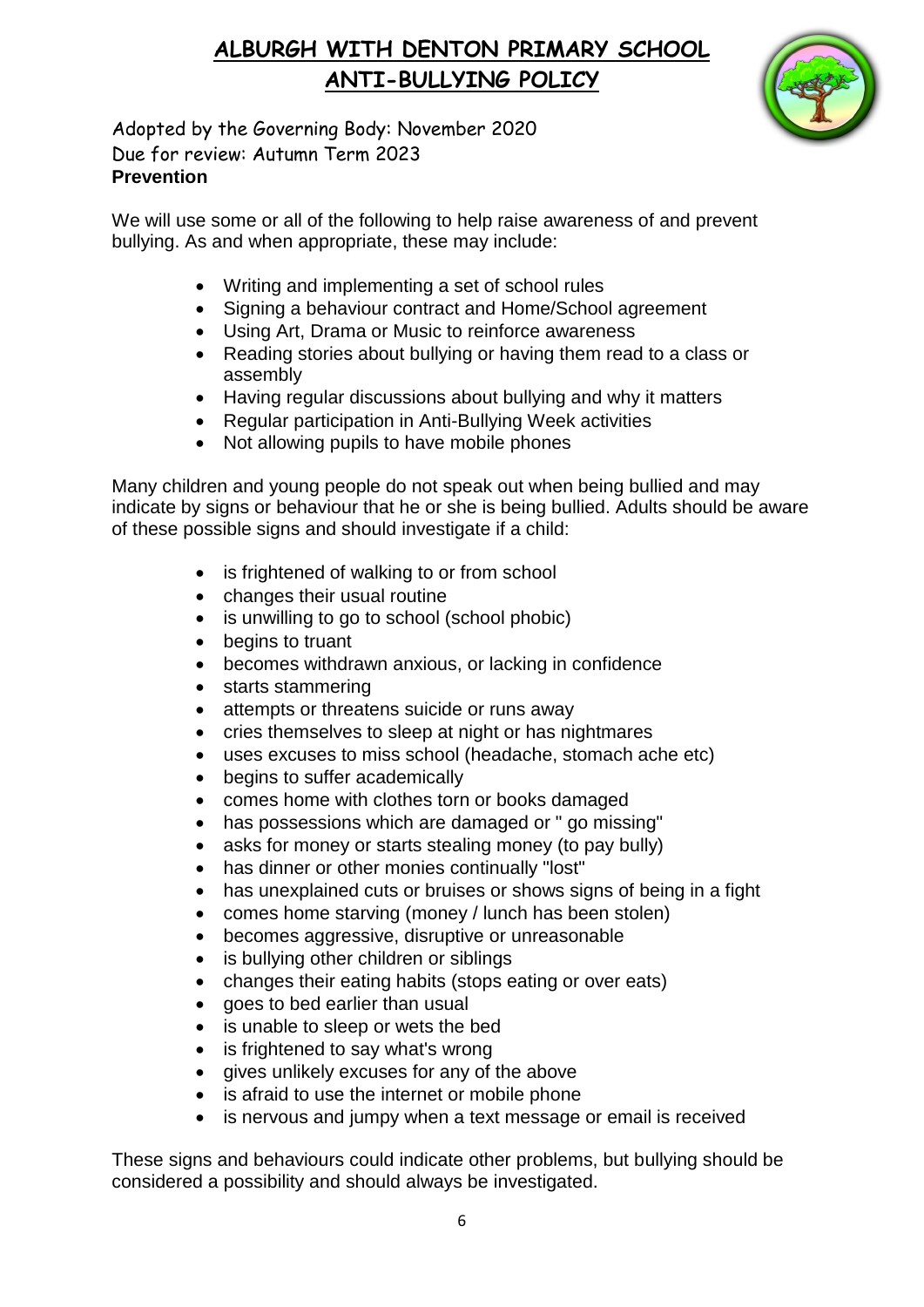# ALBURGH WITH DENTON PRIMARY SCHOOL
# ANTI-BULLYING POLICY

Adopted by the Governing Body: November 2020
Due for review: Autumn Term 2023

**Prevention**

We will use some or all of the following to help raise awareness of and prevent bullying. As and when appropriate, these may include:

- Writing and implementing a set of school rules
- Signing a behaviour contract and Home/School agreement
- Using Art, Drama or Music to reinforce awareness
- Reading stories about bullying or having them read to a class or assembly
- Having regular discussions about bullying and why it matters
- Regular participation in Anti-Bullying Week activities
- Not allowing pupils to have mobile phones

Many children and young people do not speak out when being bullied and may indicate by signs or behaviour that he or she is being bullied. Adults should be aware of these possible signs and should investigate if a child:

- is frightened of walking to or from school
- changes their usual routine
- is unwilling to go to school (school phobic)
- begins to truant
- becomes withdrawn anxious, or lacking in confidence
- starts stammering
- attempts or threatens suicide or runs away
- cries themselves to sleep at night or has nightmares
- uses excuses to miss school (headache, stomach ache etc)
- begins to suffer academically
- comes home with clothes torn or books damaged
- has possessions which are damaged or " go missing"
- asks for money or starts stealing money (to pay bully)
- has dinner or other monies continually "lost"
- has unexplained cuts or bruises or shows signs of being in a fight
- comes home starving (money / lunch has been stolen)
- becomes aggressive, disruptive or unreasonable
- is bullying other children or siblings
- changes their eating habits (stops eating or over eats)
- goes to bed earlier than usual
- is unable to sleep or wets the bed
- is frightened to say what's wrong
- gives unlikely excuses for any of the above
- is afraid to use the internet or mobile phone
- is nervous and jumpy when a text message or email is received

These signs and behaviours could indicate other problems, but bullying should be considered a possibility and should always be investigated.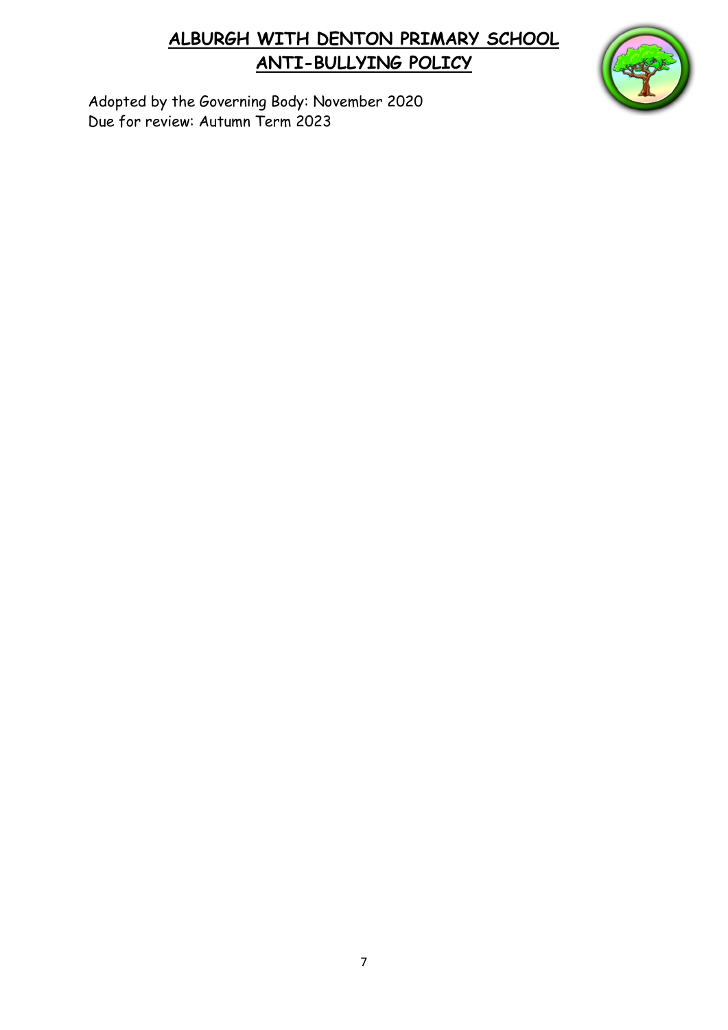# ALBURGH WITH DENTON PRIMARY SCHOOL
# ANTI-BULLYING POLICY

Adopted by the Governing Body: November 2020
Due for review: Autumn Term 2023